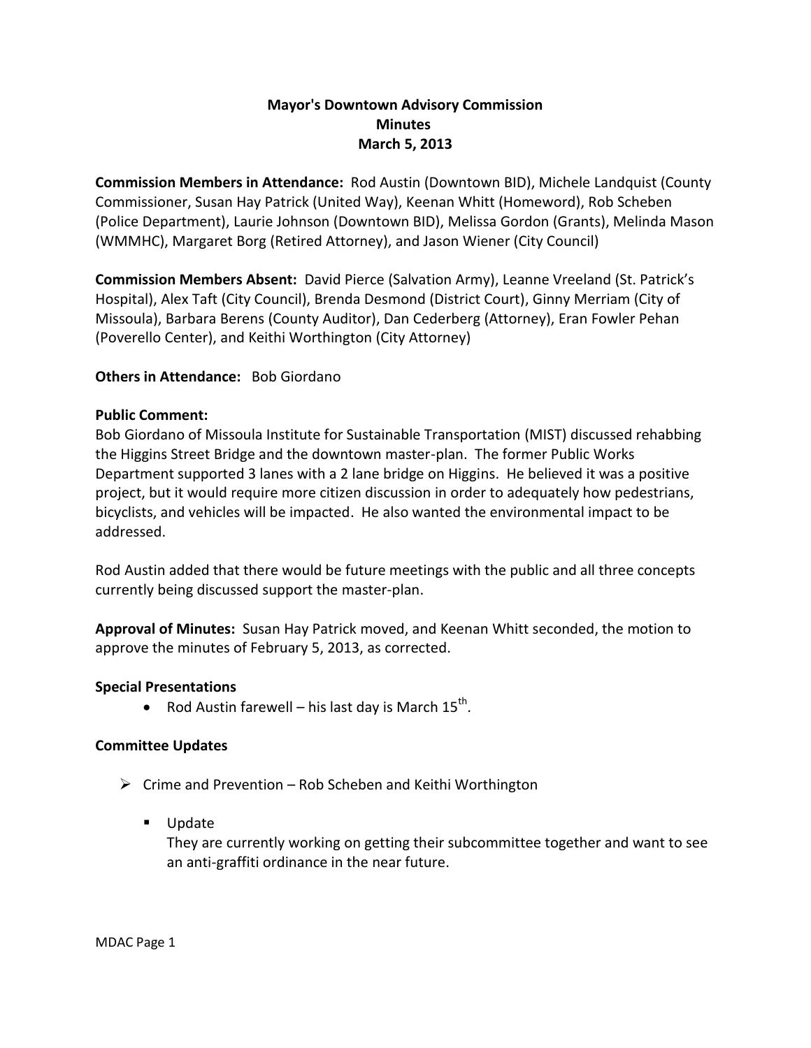# Mayor's Downtown Advisory Commission
## Minutes
## March 5, 2013

**Commission Members in Attendance:** Rod Austin (Downtown BID), Michele Landquist (County Commissioner, Susan Hay Patrick (United Way), Keenan Whitt (Homeword), Rob Scheben (Police Department), Laurie Johnson (Downtown BID), Melissa Gordon (Grants), Melinda Mason (WMMHC), Margaret Borg (Retired Attorney), and Jason Wiener (City Council)

**Commission Members Absent:** David Pierce (Salvation Army), Leanne Vreeland (St. Patrick's Hospital), Alex Taft (City Council), Brenda Desmond (District Court), Ginny Merriam (City of Missoula), Barbara Berens (County Auditor), Dan Cederberg (Attorney), Eran Fowler Pehan (Poverello Center), and Keithi Worthington (City Attorney)

**Others in Attendance:** Bob Giordano

**Public Comment:**

Bob Giordano of Missoula Institute for Sustainable Transportation (MIST) discussed rehabbing the Higgins Street Bridge and the downtown master-plan. The former Public Works Department supported 3 lanes with a 2 lane bridge on Higgins. He believed it was a positive project, but it would require more citizen discussion in order to adequately how pedestrians, bicyclists, and vehicles will be impacted. He also wanted the environmental impact to be addressed.

Rod Austin added that there would be future meetings with the public and all three concepts currently being discussed support the master-plan.

**Approval of Minutes:** Susan Hay Patrick moved, and Keenan Whitt seconded, the motion to approve the minutes of February 5, 2013, as corrected.

**Special Presentations**

- Rod Austin farewell – his last day is March 15th.

**Committee Updates**

- Crime and Prevention – Rob Scheben and Keithi Worthington
  - Update
    They are currently working on getting their subcommittee together and want to see an anti-graffiti ordinance in the near future.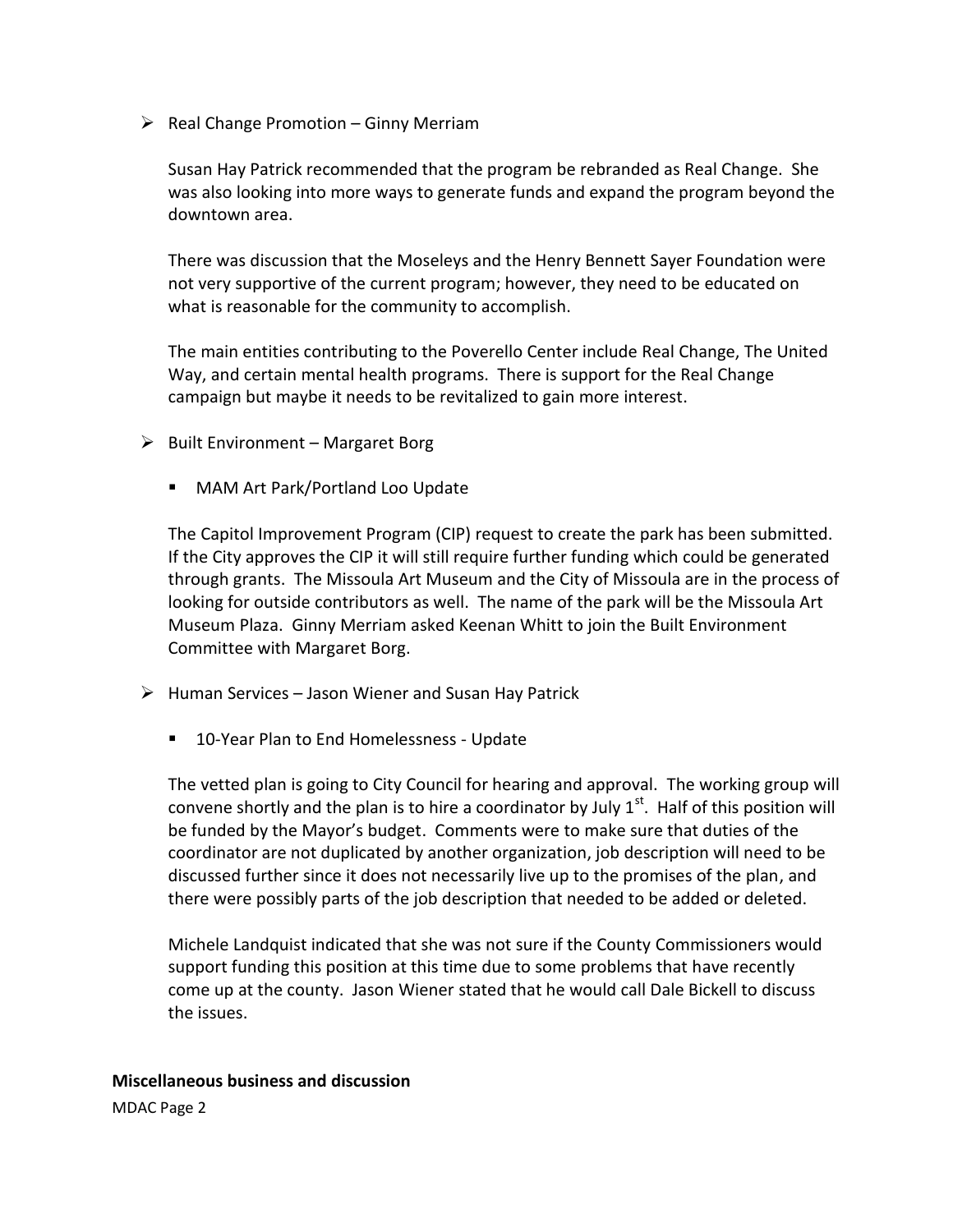- Real Change Promotion – Ginny Merriam

  Susan Hay Patrick recommended that the program be rebranded as Real Change. She was also looking into more ways to generate funds and expand the program beyond the downtown area.

  There was discussion that the Moseleys and the Henry Bennett Sayer Foundation were not very supportive of the current program; however, they need to be educated on what is reasonable for the community to accomplish.

  The main entities contributing to the Poverello Center include Real Change, The United Way, and certain mental health programs. There is support for the Real Change campaign but maybe it needs to be revitalized to gain more interest.

- Built Environment – Margaret Borg

  - MAM Art Park/Portland Loo Update

  The Capitol Improvement Program (CIP) request to create the park has been submitted. If the City approves the CIP it will still require further funding which could be generated through grants. The Missoula Art Museum and the City of Missoula are in the process of looking for outside contributors as well. The name of the park will be the Missoula Art Museum Plaza. Ginny Merriam asked Keenan Whitt to join the Built Environment Committee with Margaret Borg.

- Human Services – Jason Wiener and Susan Hay Patrick

  - 10-Year Plan to End Homelessness - Update

  The vetted plan is going to City Council for hearing and approval. The working group will convene shortly and the plan is to hire a coordinator by July 1st. Half of this position will be funded by the Mayor's budget. Comments were to make sure that duties of the coordinator are not duplicated by another organization, job description will need to be discussed further since it does not necessarily live up to the promises of the plan, and there were possibly parts of the job description that needed to be added or deleted.

  Michele Landquist indicated that she was not sure if the County Commissioners would support funding this position at this time due to some problems that have recently come up at the county. Jason Wiener stated that he would call Dale Bickell to discuss the issues.

**Miscellaneous business and discussion**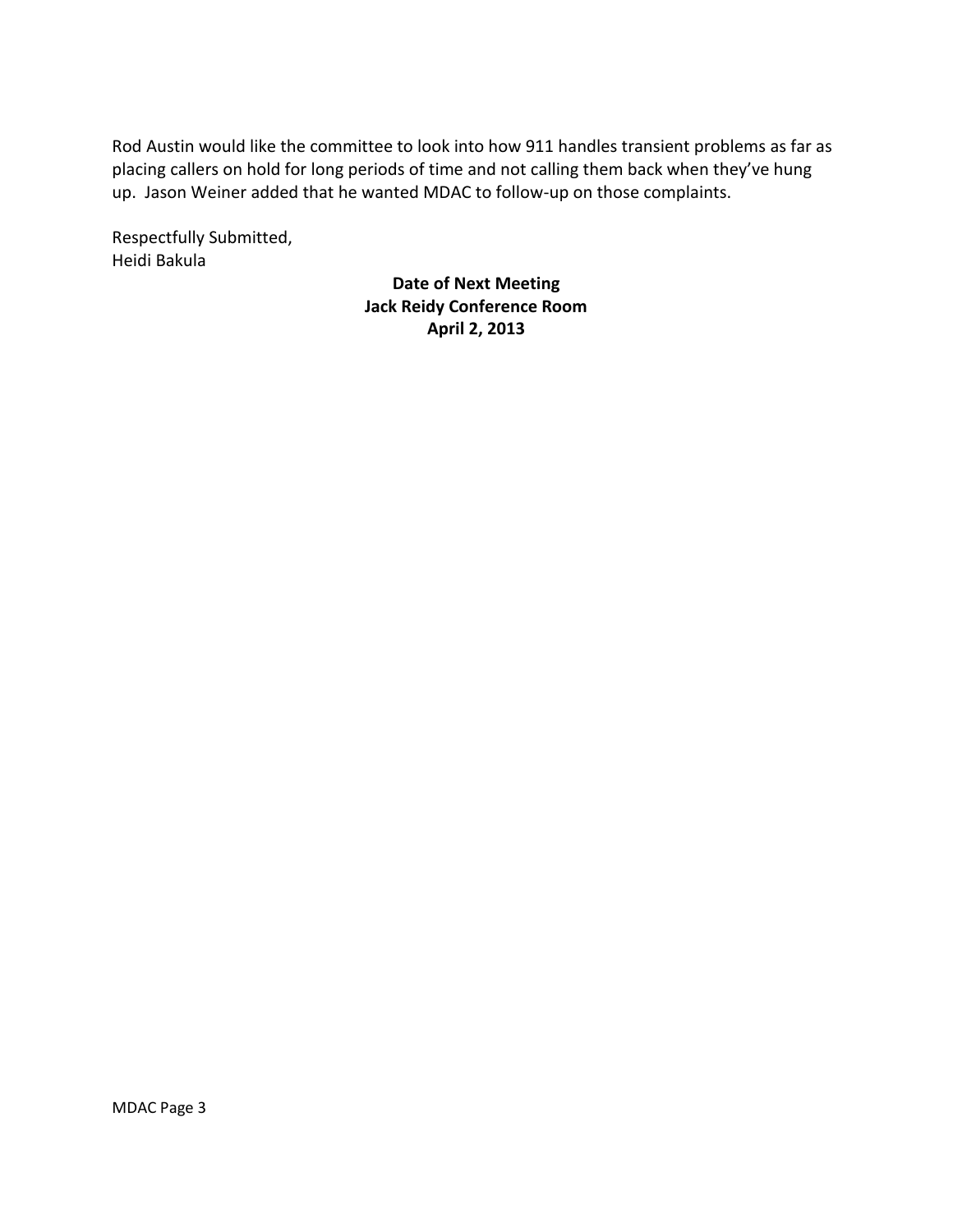Rod Austin would like the committee to look into how 911 handles transient problems as far as placing callers on hold for long periods of time and not calling them back when they've hung up. Jason Weiner added that he wanted MDAC to follow-up on those complaints.

Respectfully Submitted,
Heidi Bakula

**Date of Next Meeting**
**Jack Reidy Conference Room**
**April 2, 2013**